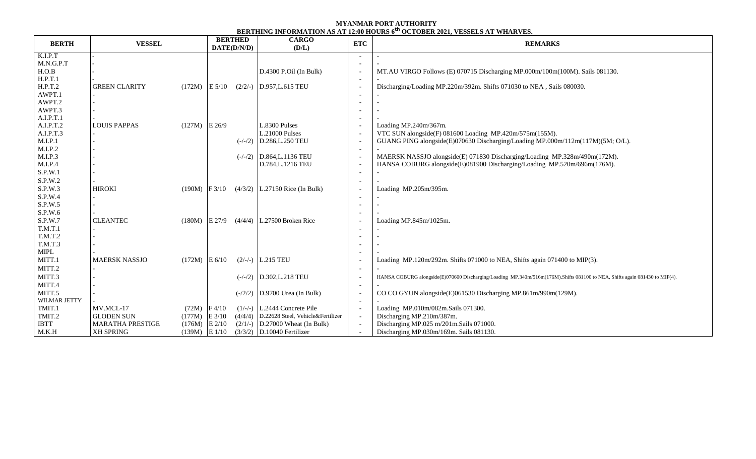# MYANMAR PORT AUTHORITY

## BERTHING INFORMATION AS AT 12:00 HOURS 6th OCTOBER 2021, VESSELS AT WHARVES.

| BERTH | VESSEL | | BERTHED DATE(D/N/D) | | CARGO (D/L) | ETC | REMARKS |
|---|---|---|---|---|---|---|---|
| K.I.P.T | - | | | | | - | - |
| M.N.G.P.T | - | | | | | - | - |
| H.O.B | - | | | | D.4300 P.Oil (In Bulk) | - | MT.AU VIRGO Follows (E) 070715 Discharging MP.000m/100m(100M). Sails 081130. |
| H.P.T.1 | - | | | | | - | - |
| H.P.T.2 | GREEN CLARITY | (172M) | E 5/10 | (2/2/-) | D.957,L.615 TEU | - | Discharging/Loading MP.220m/392m. Shifts 071030 to NEA , Sails 080030. |
| AWPT.1 | - | | | | | - | - |
| AWPT.2 | - | | | | | - | - |
| AWPT.3 | - | | | | | - | - |
| A.I.P.T.1 | - | | | | | - | - |
| A.I.P.T.2 | LOUIS PAPPAS | (127M) | E 26/9 | | L.8300 Pulses | - | Loading MP.240m/367m. |
| A.I.P.T.3 | - | | | | L.21000 Pulses | - | VTC SUN alongside(F) 081600 Loading MP.420m/575m(155M). |
| M.I.P.1 | - | | | (-/-/2) | D.286,L.250 TEU | - | GUANG PING alongside(E)070630 Discharging/Loading MP.000m/112m(117M)(5M; O/L). |
| M.I.P.2 | - | | | | | - | - |
| M.I.P.3 | - | | | (-/-/2) | D.864,L.1136 TEU | - | MAERSK NASSJO alongside(E) 071830 Discharging/Loading MP.328m/490m(172M). |
| M.I.P.4 | - | | | | D.784,L.1216 TEU | - | HANSA COBURG alongside(E)081900 Discharging/Loading MP.520m/696m(176M). |
| S.P.W.1 | - | | | | | - | - |
| S.P.W.2 | - | | | | | - | - |
| S.P.W.3 | HIROKI | (190M) | F 3/10 | (4/3/2) | L.27150 Rice (In Bulk) | - | Loading MP.205m/395m. |
| S.P.W.4 | - | | | | | - | - |
| S.P.W.5 | - | | | | | - | - |
| S.P.W.6 | - | | | | | - | - |
| S.P.W.7 | CLEANTEC | (180M) | E 27/9 | (4/4/4) | L.27500 Broken Rice | - | Loading MP.845m/1025m. |
| T.M.T.1 | - | | | | | - | - |
| T.M.T.2 | - | | | | | - | - |
| T.M.T.3 | - | | | | | - | - |
| MIPL | - | | | | | - | - |
| MITT.1 | MAERSK NASSJO | (172M) | E 6/10 | (2/-/-) | L.215 TEU | - | Loading MP.120m/292m. Shifts 071000 to NEA, Shifts again 071400 to MIP(3). |
| MITT.2 | - | | | | | - | - |
| MITT.3 | - | | | (-/-/2) | D.302,L.218 TEU | - | HANSA COBURG alongside(E)070600 Discharging/Loading MP.340m/516m(176M).Shifts 081100 to NEA, Shifts again 081430 to MIP(4). |
| MITT.4 | - | | | | | - | - |
| MITT.5 | - | | | (-/2/2) | D.9700 Urea (In Bulk) | - | CO CO GYUN alongside(E)061530 Discharging MP.861m/990m(129M). |
| WILMAR JETTY | - | | | | | - | - |
| TMIT.1 | MV.MCL-17 | (72M) | F 4/10 | (1/-/-) | L.2444 Concrete Pile | - | Loading MP.010m/082m.Sails 071300. |
| TMIT.2 | GLODEN SUN | (177M) | E 3/10 | (4/4/4) | D.22628 Steel, Vehicle&Fertilizer | - | Discharging MP.210m/387m. |
| IBTT | MARATHA PRESTIGE | (176M) | E 2/10 | (2/1/-) | D.27000 Wheat (In Bulk) | - | Discharging MP.025 m/201m.Sails 071000. |
| M.K.H | XH SPRING | (139M) | E 1/10 | (3/3/2) | D.10040 Fertilizer | - | Discharging MP.030m/169m. Sails 081130. |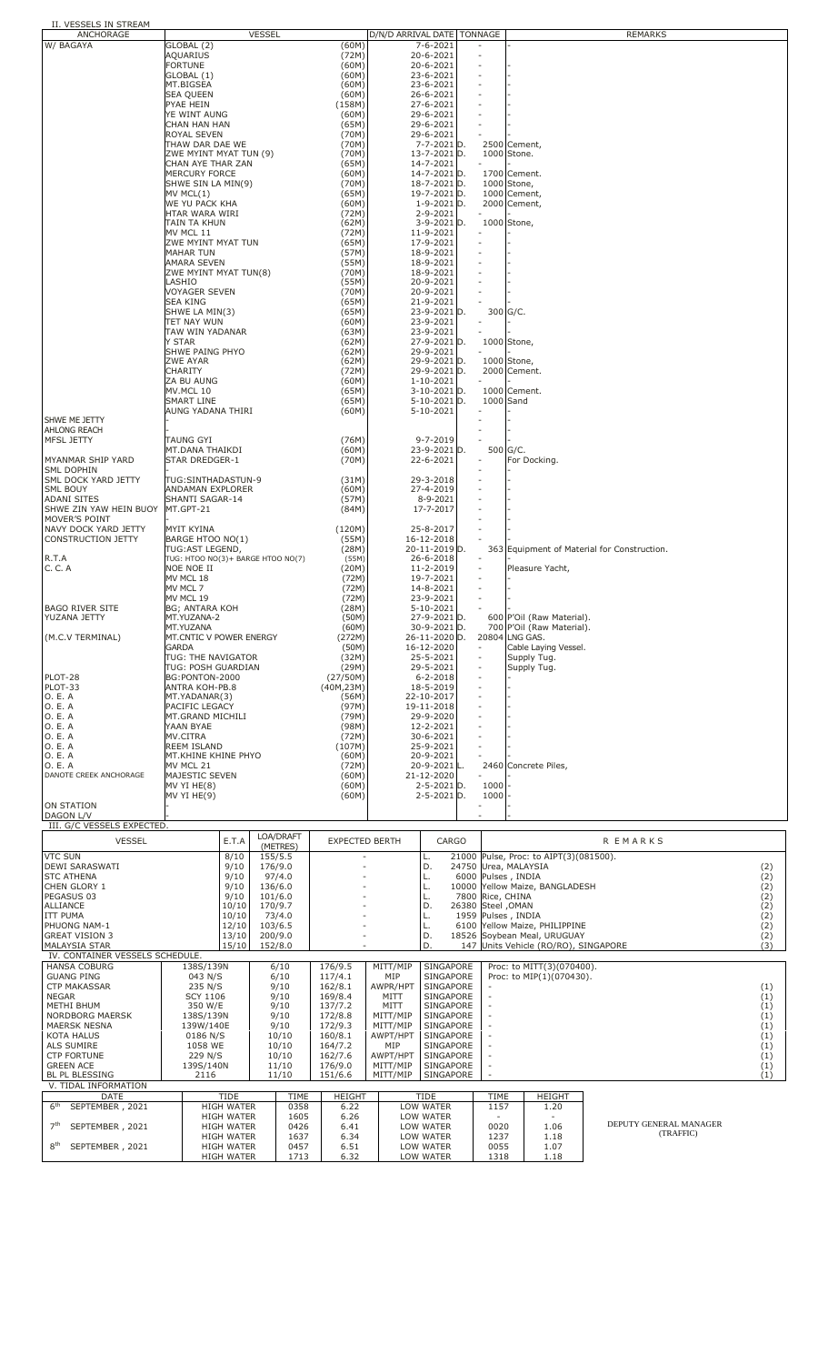II. VESSELS IN STREAM

| ANCHORAGE | VESSEL | | D/N/D ARRIVAL DATE | | TONNAGE | REMARKS |
|---|---|---|---|---|---|---|
| W/ BAGAYA | GLOBAL (2) | (60M) | 7-6-2021 | | - | - |
| | AQUARIUS | (72M) | 20-6-2021 | | - | |
| | FORTUNE | (60M) | 20-6-2021 | | - | - |
| | GLOBAL (1) | (60M) | 23-6-2021 | | - | - |
| | MT.BIGSEA | (60M) | 23-6-2021 | | - | - |
| | SEA QUEEN | (60M) | 26-6-2021 | | - | - |
| | PYAE HEIN | (158M) | 27-6-2021 | | - | - |
| | YE WINT AUNG | (60M) | 29-6-2021 | | - | - |
| | CHAN HAN HAN | (65M) | 29-6-2021 | | - | - |
| | ROYAL SEVEN | (70M) | 29-6-2021 | | - | - |
| | THAW DAR DAE WE | (70M) | 7-7-2021 | D. | 2500 | Cement, |
| | ZWE MYINT MYAT TUN (9) | (70M) | 13-7-2021 | D. | 1000 | Stone. |
| | CHAN AYE THAR ZAN | (65M) | 14-7-2021 | | - | - |
| | MERCURY FORCE | (60M) | 14-7-2021 | D. | 1700 | Cement. |
| | SHWE SIN LA MIN(9) | (70M) | 18-7-2021 | D. | 1000 | Stone, |
| | MV MCL(1) | (65M) | 19-7-2021 | D. | 1000 | Cement, |
| | WE YU PACK KHA | (60M) | 1-9-2021 | D. | 2000 | Cement, |
| | HTAR WARA WIRI | (72M) | 2-9-2021 | | - | - |
| | TAIN TA KHUN | (62M) | 3-9-2021 | D. | 1000 | Stone, |
| | MV MCL 11 | (72M) | 11-9-2021 | | - | - |
| | ZWE MYINT MYAT TUN | (65M) | 17-9-2021 | | - | - |
| | MAHAR TUN | (57M) | 18-9-2021 | | - | - |
| | AMARA SEVEN | (55M) | 18-9-2021 | | - | - |
| | ZWE MYINT MYAT TUN(8) | (70M) | 18-9-2021 | | - | - |
| | LASHIO | (55M) | 20-9-2021 | | - | - |
| | VOYAGER SEVEN | (70M) | 20-9-2021 | | - | - |
| | SEA KING | (65M) | 21-9-2021 | | - | - |
| | SHWE LA MIN(3) | (65M) | 23-9-2021 | D. | 300 | G/C. |
| | TET NAY WUN | (60M) | 23-9-2021 | | - | - |
| | TAW WIN YADANAR | (63M) | 23-9-2021 | | - | - |
| | Y STAR | (62M) | 27-9-2021 | D. | 1000 | Stone, |
| | SHWE PAING PHYO | (62M) | 29-9-2021 | | - | - |
| | ZWE AYAR | (62M) | 29-9-2021 | D. | 1000 | Stone, |
| | CHARITY | (72M) | 29-9-2021 | D. | 2000 | Cement. |
| | ZA BU AUNG | (60M) | 1-10-2021 | | - | - |
| | MV.MCL 10 | (65M) | 3-10-2021 | D. | 1000 | Cement. |
| | SMART LINE | (65M) | 5-10-2021 | D. | 1000 | Sand |
| | AUNG YADANA THIRI | (60M) | 5-10-2021 | | - | - |
| SHWE ME JETTY | - | | | | - | - |
| AHLONG REACH | - | | | | - | - |
| MFSL JETTY | TAUNG GYI | (76M) | 9-7-2019 | | - | - |
| | MT.DANA THAIKDI | (60M) | 23-9-2021 | D. | 500 | G/C. |
| MYANMAR SHIP YARD | STAR DREDGER-1 | (70M) | 22-6-2021 | | - | For Docking. |
| SML DOPHIN | - | | | | - | - |
| SML DOCK YARD JETTY | TUG:SINTHADASTUN-9 | (31M) | 29-3-2018 | | - | - |
| SML BOUY | ANDAMAN EXPLORER | (60M) | 27-4-2019 | | - | - |
| ADANI SITES | SHANTI SAGAR-14 | (57M) | 8-9-2021 | | - | - |
| SHWE ZIN YAW HEIN BUOY | MT.GPT-21 | (84M) | 17-7-2017 | | - | - |
| MOVER'S POINT | - | | | | - | - |
| NAVY DOCK YARD JETTY | MYIT KYINA | (120M) | 25-8-2017 | | - | - |
| CONSTRUCTION JETTY | BARGE HTOO NO(1) | (55M) | 16-12-2018 | | - | - |
| | TUG:AST LEGEND, | (28M) | 20-11-2019 | D. | 363 | Equipment of Material for Construction. |
| R.T.A | TUG: HTOO NO(3)+ BARGE HTOO NO(7) | (55M) | 26-6-2018 | | - | - |
| C. C. A | NOE NOE II | (20M) | 11-2-2019 | | - | Pleasure Yacht, |
| | MV MCL 18 | (72M) | 19-7-2021 | | - | - |
| | MV MCL 7 | (72M) | 14-8-2021 | | - | - |
| | MV MCL 19 | (72M) | 23-9-2021 | | - | - |
| BAGO RIVER SITE | BG; ANTARA KOH | (28M) | 5-10-2021 | | - | - |
| YUZANA JETTY | MT.YUZANA-2 | (50M) | 27-9-2021 | D. | 600 | P'Oil (Raw Material). |
| | MT.YUZANA | (60M) | 30-9-2021 | D. | 700 | P'Oil (Raw Material). |
| (M.C.V TERMINAL) | MT.CNTIC V POWER ENERGY | (272M) | 26-11-2020 | D. | 20804 | LNG GAS. |
| | GARDA | (50M) | 16-12-2020 | | - | Cable Laying Vessel. |
| | TUG: THE NAVIGATOR | (32M) | 25-5-2021 | | - | Supply Tug. |
| | TUG: POSH GUARDIAN | (29M) | 29-5-2021 | | - | Supply Tug. |
| PLOT-28 | BG:PONTON-2000 | (27/50M) | 6-2-2018 | | - | - |
| PLOT-33 | ANTRA KOH-PB.8 | (40M,23M) | 18-5-2019 | | - | - |
| O. E. A | MT.YADANAR(3) | (56M) | 22-10-2017 | | - | - |
| O. E. A | PACIFIC LEGACY | (97M) | 19-11-2018 | | - | - |
| O. E. A | MT.GRAND MICHILI | (79M) | 29-9-2020 | | - | - |
| O. E. A | YAAN BYAE | (98M) | 12-2-2021 | | - | - |
| O. E. A | MV.CITRA | (72M) | 30-6-2021 | | - | - |
| O. E. A | REEM ISLAND | (107M) | 25-9-2021 | | - | - |
| O. E. A | MT.KHINE KHINE PHYO | (60M) | 20-9-2021 | | - | - |
| O. E. A | MV MCL 21 | (72M) | 20-9-2021 | L. | 2460 | Concrete Piles, |
| DANOTE CREEK ANCHORAGE | MAJESTIC SEVEN | (60M) | 21-12-2020 | | - | - |
| | MV YI HE(8) | (60M) | 2-5-2021 | D. | 1000 | - |
| | MV YI HE(9) | (60M) | 2-5-2021 | D. | 1000 | - |
| ON STATION | | | | | - | - |
| DAGON L/V | - | | | | - | - |

III. G/C VESSELS EXPECTED.

| VESSEL | E.T.A | LOA/DRAFT (METRES) | EXPECTED BERTH | CARGO | | REMARKS | |
|---|---|---|---|---|---|---|---|
| VTC SUN | 8/10 | 155/5.5 | - | L. | 21000 | Pulse, Proc: to AIPT(3)(081500). | |
| DEWI SARASWATI | 9/10 | 176/9.0 | - | D. | 24750 | Urea, MALAYSIA | (2) |
| STC ATHENA | 9/10 | 97/4.0 | - | L. | 6000 | Pulses , INDIA | (2) |
| CHEN GLORY 1 | 9/10 | 136/6.0 | - | L. | 10000 | Yellow Maize, BANGLADESH | (2) |
| PEGASUS 03 | 9/10 | 101/6.0 | - | L. | 7800 | Rice, CHINA | (2) |
| ALLIANCE | 10/10 | 170/9.7 | - | D. | 26380 | Steel ,OMAN | (2) |
| ITT PUMA | 10/10 | 73/4.0 | - | L. | 1959 | Pulses , INDIA | (2) |
| PHUONG NAM-1 | 12/10 | 103/6.5 | - | L. | 6100 | Yellow Maize, PHILIPPINE | (2) |
| GREAT VISION 3 | 13/10 | 200/9.0 | - | D. | 18526 | Soybean Meal, URUGUAY | (2) |
| MALAYSIA STAR | 15/10 | 152/8.0 | - | D. | 147 | Units Vehicle (RO/RO), SINGAPORE | (3) |

IV. CONTAINER VESSELS SCHEDULE.

| | | | | | | | |
|---|---|---|---|---|---|---|---|
| HANSA COBURG | 138S/139N | 6/10 | 176/9.5 | MITT/MIP | SINGAPORE | Proc: to MITT(3)(070400). | |
| GUANG PING | 043 N/S | 6/10 | 117/4.1 | MIP | SINGAPORE | Proc: to MIP(1)(070430). | |
| CTP MAKASSAR | 235 N/S | 9/10 | 162/8.1 | AWPR/HPT | SINGAPORE | - | (1) |
| NEGAR | SCY 1106 | 9/10 | 169/8.4 | MITT | SINGAPORE | - | (1) |
| METHI BHUM | 350 W/E | 9/10 | 137/7.2 | MITT | SINGAPORE | - | (1) |
| NORDBORG MAERSK | 138S/139N | 9/10 | 172/8.8 | MITT/MIP | SINGAPORE | - | (1) |
| MAERSK NESNA | 139W/140E | 9/10 | 172/9.3 | MITT/MIP | SINGAPORE | - | (1) |
| KOTA HALUS | 0186 N/S | 10/10 | 160/8.1 | AWPT/HPT | SINGAPORE | - | (1) |
| ALS SUMIRE | 1058 WE | 10/10 | 164/7.2 | MIP | SINGAPORE | - | (1) |
| CTP FORTUNE | 229 N/S | 10/10 | 162/7.6 | AWPT/HPT | SINGAPORE | - | (1) |
| GREEN ACE | 139S/140N | 11/10 | 176/9.0 | MITT/MIP | SINGAPORE | - | (1) |
| BL PL BLESSING | 2116 | 11/10 | 151/6.6 | MITT/MIP | SINGAPORE | - | (1) |

V. TIDAL INFORMATION

| DATE | TIDE | TIME | HEIGHT | TIDE | TIME | HEIGHT |
|---|---|---|---|---|---|---|
| 6th SEPTEMBER , 2021 | HIGH WATER | 0358 | 6.22 | LOW WATER | 1157 | 1.20 |
| | HIGH WATER | 1605 | 6.26 | LOW WATER | - | - |
| 7th SEPTEMBER , 2021 | HIGH WATER | 0426 | 6.41 | LOW WATER | 0020 | 1.06 |
| | HIGH WATER | 1637 | 6.34 | LOW WATER | 1237 | 1.18 |
| 8th SEPTEMBER , 2021 | HIGH WATER | 0457 | 6.51 | LOW WATER | 0055 | 1.07 |
| | HIGH WATER | 1713 | 6.32 | LOW WATER | 1318 | 1.18 |

DEPUTY GENERAL MANAGER
(TRAFFIC)